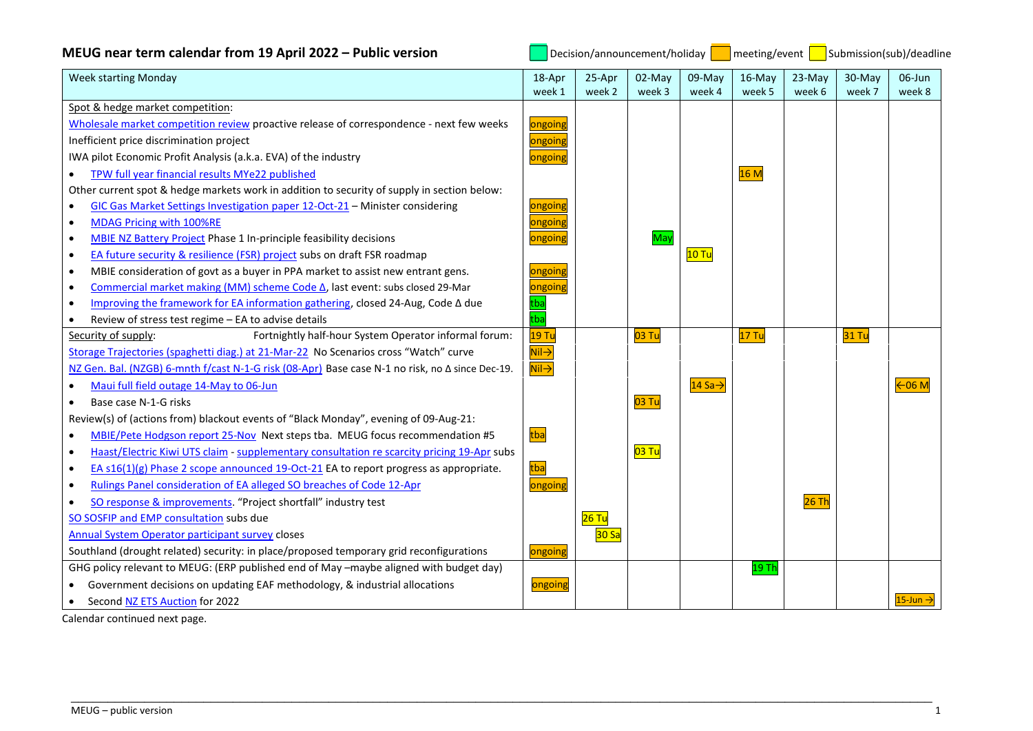## MEUG near term calendar from 19 April 2022 – Public version

Legend: Decision/announcement/holiday | meeting/event | Submission(sub)/deadline

| Week starting Monday | 18-Apr week 1 | 25-Apr week 2 | 02-May week 3 | 09-May week 4 | 16-May week 5 | 23-May week 6 | 30-May week 7 | 06-Jun week 8 |
|---|---|---|---|---|---|---|---|---|
| Spot & hedge market competition: | | | | | | | | |
| Wholesale market competition review proactive release of correspondence - next few weeks | ongoing | | | | | | | |
| Inefficient price discrimination project | ongoing | | | | | | | |
| IWA pilot Economic Profit Analysis (a.k.a. EVA) of the industry | ongoing | | | | | | | |
| • TPW full year financial results MYe22 published | | | | | 16 M | | | |
| Other current spot & hedge markets work in addition to security of supply in section below: | | | | | | | | |
| • GIC Gas Market Settings Investigation paper 12-Oct-21 – Minister considering | ongoing | | | | | | | |
| • MDAG Pricing with 100%RE | ongoing | | | | | | | |
| • MBIE NZ Battery Project Phase 1 In-principle feasibility decisions | ongoing | | May | | | | | |
| • EA future security & resilience (FSR) project subs on draft FSR roadmap | | | | 10 Tu | | | | |
| • MBIE consideration of govt as a buyer in PPA market to assist new entrant gens. | ongoing | | | | | | | |
| • Commercial market making (MM) scheme Code Δ, last event: subs closed 29-Mar | ongoing | | | | | | | |
| • Improving the framework for EA information gathering, closed 24-Aug, Code Δ due | tba | | | | | | | |
| • Review of stress test regime – EA to advise details | tba | | | | | | | |
| Security of supply: Fortnightly half-hour System Operator informal forum: | 19 Tu | | 03 Tu | | 17 Tu | | 31 Tu | |
| Storage Trajectories (spaghetti diag.) at 21-Mar-22 No Scenarios cross "Watch" curve | Nil→ | | | | | | | |
| NZ Gen. Bal. (NZGB) 6-mnth f/cast N-1-G risk (08-Apr) Base case N-1 no risk, no Δ since Dec-19. | Nil→ | | | | | | | |
| • Maui full field outage 14-May to 06-Jun | | | | 14 Sa→ | | | | ←06 M |
| • Base case N-1-G risks | | | 03 Tu | | | | | |
| Review(s) of (actions from) blackout events of "Black Monday", evening of 09-Aug-21: | | | | | | | | |
| • MBIE/Pete Hodgson report 25-Nov Next steps tba. MEUG focus recommendation #5 | tba | | | | | | | |
| • Haast/Electric Kiwi UTS claim - supplementary consultation re scarcity pricing 19-Apr subs | | | 03 Tu | | | | | |
| • EA s16(1)(g) Phase 2 scope announced 19-Oct-21 EA to report progress as appropriate. | tba | | | | | | | |
| • Rulings Panel consideration of EA alleged SO breaches of Code 12-Apr | ongoing | | | | | | | |
| • SO response & improvements. "Project shortfall" industry test | | | | | | 26 Th | | |
| SO SOSFIP and EMP consultation subs due | | 26 Tu | | | | | | |
| Annual System Operator participant survey closes | | 30 Sa | | | | | | |
| Southland (drought related) security: in place/proposed temporary grid reconfigurations | ongoing | | | | | | | |
| GHG policy relevant to MEUG: (ERP published end of May –maybe aligned with budget day) | | | | | 19 Th | | | |
| • Government decisions on updating EAF methodology, & industrial allocations | ongoing | | | | | | | |
| • Second NZ ETS Auction for 2022 | | | | | | | | 15-Jun → |

Calendar continued next page.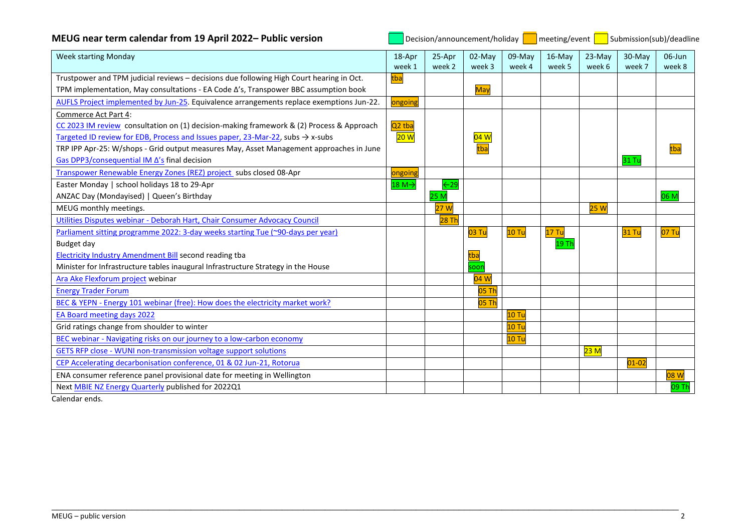## MEUG near term calendar from 19 April 2022– Public version

Decision/announcement/holiday | meeting/event | Submission(sub)/deadline

| Week starting Monday | 18-Apr week 1 | 25-Apr week 2 | 02-May week 3 | 09-May week 4 | 16-May week 5 | 23-May week 6 | 30-May week 7 | 06-Jun week 8 |
|---|---|---|---|---|---|---|---|---|
| Trustpower and TPM judicial reviews – decisions due following High Court hearing in Oct. | tba | | | | | | | |
| TPM implementation, May consultations - EA Code Δ's, Transpower BBC assumption book | | | May | | | | | |
| AUFLS Project implemented by Jun-25. Equivalence arrangements replace exemptions Jun-22. | ongoing | | | | | | | |
| Commerce Act Part 4: | | | | | | | | |
| CC 2023 IM review consultation on (1) decision-making framework & (2) Process & Approach | Q2 tba | | | | | | | |
| Targeted ID review for EDB, Process and Issues paper, 23-Mar-22, subs → x-subs | 20 W | | 04 W | | | | | |
| TRP IPP Apr-25: W/shops - Grid output measures May, Asset Management approaches in June | | | tba | | | | | tba |
| Gas DPP3/consequential IM Δ's final decision | | | | | | | 31 Tu | |
| Transpower Renewable Energy Zones (REZ) project subs closed 08-Apr | ongoing | | | | | | | |
| Easter Monday \| school holidays 18 to 29-Apr | 18 M→ | ←29 | | | | | | |
| ANZAC Day (Mondayised) \| Queen's Birthday | | 25 M | | | | | | 06 M |
| MEUG monthly meetings. | | 27 W | | | | 25 W | | |
| Utilities Disputes webinar - Deborah Hart, Chair Consumer Advocacy Council | | 28 Th | | | | | | |
| Parliament sitting programme 2022: 3-day weeks starting Tue (~90-days per year) | | | 03 Tu | 10 Tu | 17 Tu | | 31 Tu | 07 Tu |
| Budget day | | | | | 19 Th | | | |
| Electricity Industry Amendment Bill second reading tba | | | tba | | | | | |
| Minister for Infrastructure tables inaugural Infrastructure Strategy in the House | | | soon | | | | | |
| Ara Ake Flexforum project webinar | | | 04 W | | | | | |
| Energy Trader Forum | | | 05 Th | | | | | |
| BEC & YEPN - Energy 101 webinar (free): How does the electricity market work? | | | 05 Th | | | | | |
| EA Board meeting days 2022 | | | | 10 Tu | | | | |
| Grid ratings change from shoulder to winter | | | | 10 Tu | | | | |
| BEC webinar - Navigating risks on our journey to a low-carbon economy | | | | 10 Tu | | | | |
| GETS RFP close - WUNI non-transmission voltage support solutions | | | | | | 23 M | | |
| CEP Accelerating decarbonisation conference, 01 & 02 Jun-21, Rotorua | | | | | | | 01-02 | |
| ENA consumer reference panel provisional date for meeting in Wellington | | | | | | | | 08 W |
| Next MBIE NZ Energy Quarterly published for 2022Q1 | | | | | | | | 09 Th |

Calendar ends.